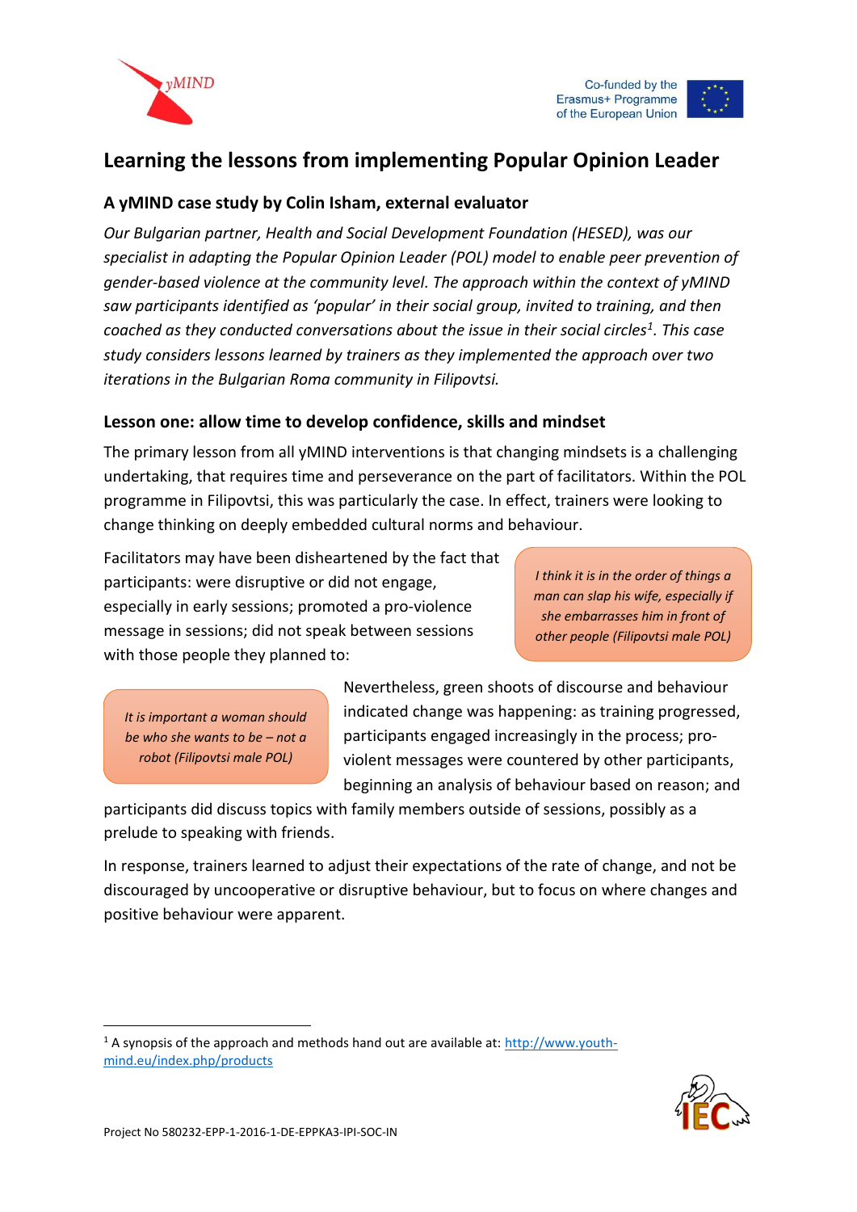# Learning the lessons from implementing Popular Opinion Leader

## A yMIND case study by Colin Isham, external evaluator

*Our Bulgarian partner, Health and Social Development Foundation (HESED), was our specialist in adapting the Popular Opinion Leader (POL) model to enable peer prevention of gender-based violence at the community level. The approach within the context of yMIND saw participants identified as 'popular' in their social group, invited to training, and then coached as they conducted conversations about the issue in their social circles[1]. This case study considers lessons learned by trainers as they implemented the approach over two iterations in the Bulgarian Roma community in Filipovtsi.*

### Lesson one: allow time to develop confidence, skills and mindset

The primary lesson from all yMIND interventions is that changing mindsets is a challenging undertaking, that requires time and perseverance on the part of facilitators. Within the POL programme in Filipovtsi, this was particularly the case. In effect, trainers were looking to change thinking on deeply embedded cultural norms and behaviour.

Facilitators may have been disheartened by the fact that participants: were disruptive or did not engage, especially in early sessions; promoted a pro-violence message in sessions; did not speak between sessions with those people they planned to:

> *I think it is in the order of things a man can slap his wife, especially if she embarrasses him in front of other people (Filipovtsi male POL)*

> *It is important a woman should be who she wants to be – not a robot (Filipovtsi male POL)*

Nevertheless, green shoots of discourse and behaviour indicated change was happening: as training progressed, participants engaged increasingly in the process; pro-violent messages were countered by other participants, beginning an analysis of behaviour based on reason; and participants did discuss topics with family members outside of sessions, possibly as a prelude to speaking with friends.

In response, trainers learned to adjust their expectations of the rate of change, and not be discouraged by uncooperative or disruptive behaviour, but to focus on where changes and positive behaviour were apparent.

---

[1] A synopsis of the approach and methods hand out are available at: http://www.youth-mind.eu/index.php/products

Project No 580232-EPP-1-2016-1-DE-EPPKA3-IPI-SOC-IN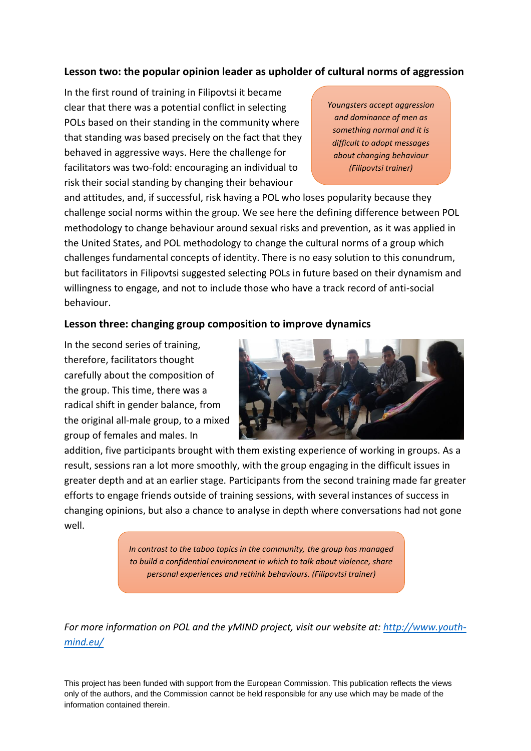### Lesson two: the popular opinion leader as upholder of cultural norms of aggression

In the first round of training in Filipovtsi it became clear that there was a potential conflict in selecting POLs based on their standing in the community where that standing was based precisely on the fact that they behaved in aggressive ways. Here the challenge for facilitators was two-fold: encouraging an individual to risk their social standing by changing their behaviour and attitudes, and, if successful, risk having a POL who loses popularity because they challenge social norms within the group. We see here the defining difference between POL methodology to change behaviour around sexual risks and prevention, as it was applied in the United States, and POL methodology to change the cultural norms of a group which challenges fundamental concepts of identity. There is no easy solution to this conundrum, but facilitators in Filipovtsi suggested selecting POLs in future based on their dynamism and willingness to engage, and not to include those who have a track record of anti-social behaviour.

> *Youngsters accept aggression and dominance of men as something normal and it is difficult to adopt messages about changing behaviour (Filipovtsi trainer)*

### Lesson three: changing group composition to improve dynamics

In the second series of training, therefore, facilitators thought carefully about the composition of the group. This time, there was a radical shift in gender balance, from the original all-male group, to a mixed group of females and males. In addition, five participants brought with them existing experience of working in groups. As a result, sessions ran a lot more smoothly, with the group engaging in the difficult issues in greater depth and at an earlier stage. Participants from the second training made far greater efforts to engage friends outside of training sessions, with several instances of success in changing opinions, but also a chance to analyse in depth where conversations had not gone well.

> *In contrast to the taboo topics in the community, the group has managed to build a confidential environment in which to talk about violence, share personal experiences and rethink behaviours. (Filipovtsi trainer)*

*For more information on POL and the yMIND project, visit our website at: [http://www.youth-mind.eu/](http://www.youth-mind.eu/)*

This project has been funded with support from the European Commission. This publication reflects the views only of the authors, and the Commission cannot be held responsible for any use which may be made of the information contained therein.